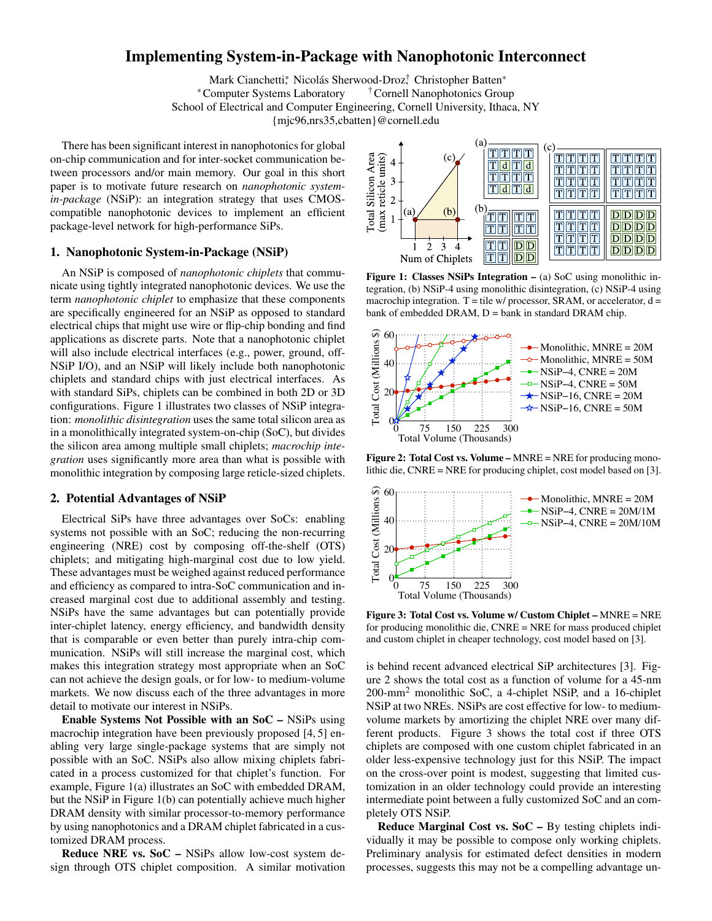# Implementing System-in-Package with Nanophotonic Interconnect

Mark Cianchetti*, Nicolás Sherwood-Droz†, Christopher Batten*
*Computer Systems Laboratory †Cornell Nanophotonics Group
School of Electrical and Computer Engineering, Cornell University, Ithaca, NY
{mjc96,nrs35,cbatten}@cornell.edu

There has been significant interest in nanophotonics for global on-chip communication and for inter-socket communication between processors and/or main memory. Our goal in this short paper is to motivate future research on *nanophotonic system-in-package* (NSiP): an integration strategy that uses CMOS-compatible nanophotonic devices to implement an efficient package-level network for high-performance SiPs.

## 1. Nanophotonic System-in-Package (NSiP)

An NSiP is composed of *nanophotonic chiplets* that communicate using tightly integrated nanophotonic devices. We use the term *nanophotonic chiplet* to emphasize that these components are specifically engineered for an NSiP as opposed to standard electrical chips that might use wire or flip-chip bonding and find applications as discrete parts. Note that a nanophotonic chiplet will also include electrical interfaces (e.g., power, ground, off-NSiP I/O), and an NSiP will likely include both nanophotonic chiplets and standard chips with just electrical interfaces. As with standard SiPs, chiplets can be combined in both 2D or 3D configurations. Figure 1 illustrates two classes of NSiP integration: *monolithic disintegration* uses the same total silicon area as in a monolithically integrated system-on-chip (SoC), but divides the silicon area among multiple small chiplets; *macrochip integration* uses significantly more area than what is possible with monolithic integration by composing large reticle-sized chiplets.

## 2. Potential Advantages of NSiP

Electrical SiPs have three advantages over SoCs: enabling systems not possible with an SoC; reducing the non-recurring engineering (NRE) cost by composing off-the-shelf (OTS) chiplets; and mitigating high-marginal cost due to low yield. These advantages must be weighed against reduced performance and efficiency as compared to intra-SoC communication and increased marginal cost due to additional assembly and testing. NSiPs have the same advantages but can potentially provide inter-chiplet latency, energy efficiency, and bandwidth density that is comparable or even better than purely intra-chip communication. NSiPs will still increase the marginal cost, which makes this integration strategy most appropriate when an SoC can not achieve the design goals, or for low- to medium-volume markets. We now discuss each of the three advantages in more detail to motivate our interest in NSiPs.

**Enable Systems Not Possible with an SoC –** NSiPs using macrochip integration have been previously proposed [4, 5] enabling very large single-package systems that are simply not possible with an SoC. NSiPs also allow mixing chiplets fabricated in a process customized for that chiplet's function. For example, Figure 1(a) illustrates an SoC with embedded DRAM, but the NSiP in Figure 1(b) can potentially achieve much higher DRAM density with similar processor-to-memory performance by using nanophotonics and a DRAM chiplet fabricated in a customized DRAM process.

**Reduce NRE vs. SoC –** NSiPs allow low-cost system design through OTS chiplet composition. A similar motivation is behind recent advanced electrical SiP architectures [3]. Figure 2 shows the total cost as a function of volume for a 45-nm 200-mm$^2$ monolithic SoC, a 4-chiplet NSiP, and a 16-chiplet NSiP at two NREs. NSiPs are cost effective for low- to medium-volume markets by amortizing the chiplet NRE over many different products. Figure 3 shows the total cost if three OTS chiplets are composed with one custom chiplet fabricated in an older less-expensive technology just for this NSiP. The impact on the cross-over point is modest, suggesting that limited customization in an older technology could provide an interesting intermediate point between a fully customized SoC and an completely OTS NSiP.

**Reduce Marginal Cost vs. SoC –** By testing chiplets individually it may be possible to compose only working chiplets. Preliminary analysis for estimated defect densities in modern processes, suggests this may not be a compelling advantage un-

**Figure 1: Classes NSiPs Integration –** (a) SoC using monolithic integration, (b) NSiP-4 using monolithic disintegration, (c) NSiP-4 using macrochip integration. T = tile w/ processor, SRAM, or accelerator, d = bank of embedded DRAM, D = bank in standard DRAM chip.

**Figure 2: Total Cost vs. Volume –** MNRE = NRE for producing monolithic die, CNRE = NRE for producing chiplet, cost model based on [3].

**Figure 3: Total Cost vs. Volume w/ Custom Chiplet –** MNRE = NRE for producing monolithic die, CNRE = NRE for mass produced chiplet and custom chiplet in cheaper technology, cost model based on [3].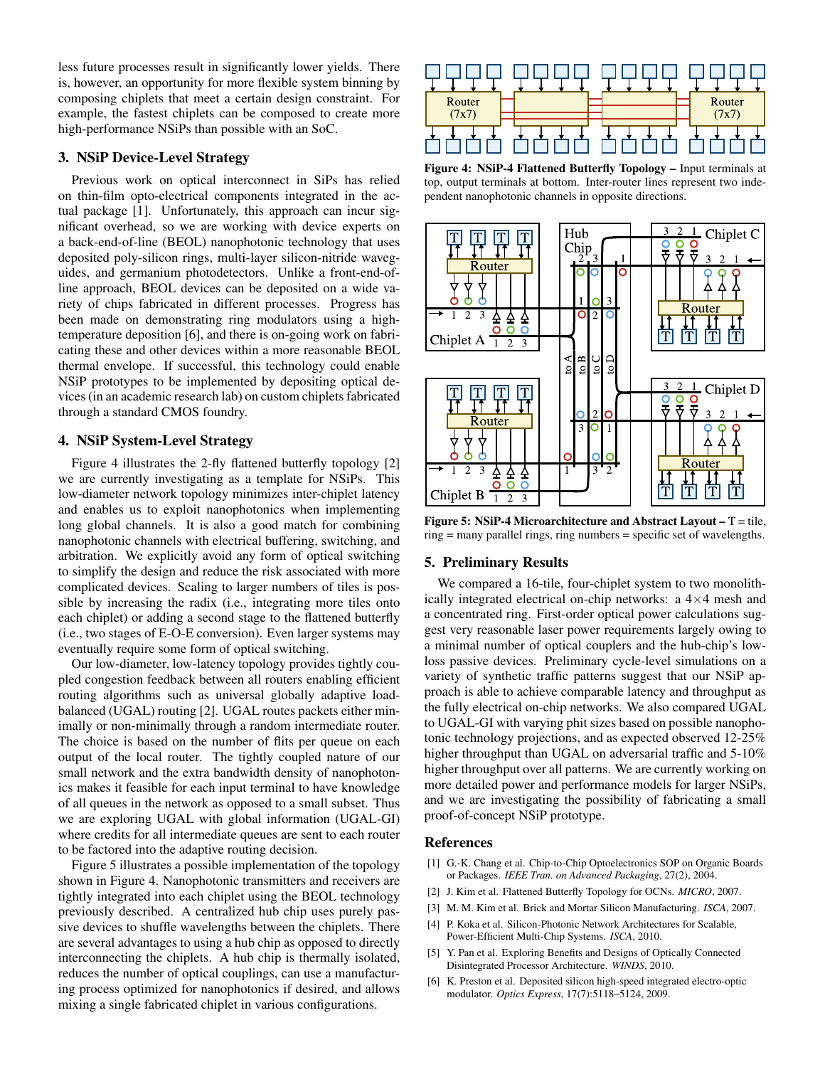less future processes result in significantly lower yields. There is, however, an opportunity for more flexible system binning by composing chiplets that meet a certain design constraint. For example, the fastest chiplets can be composed to create more high-performance NSiPs than possible with an SoC.

## 3. NSiP Device-Level Strategy

Previous work on optical interconnect in SiPs has relied on thin-film opto-electrical components integrated in the actual package [1]. Unfortunately, this approach can incur significant overhead, so we are working with device experts on a back-end-of-line (BEOL) nanophotonic technology that uses deposited poly-silicon rings, multi-layer silicon-nitride waveguides, and germanium photodetectors. Unlike a front-end-of-line approach, BEOL devices can be deposited on a wide variety of chips fabricated in different processes. Progress has been made on demonstrating ring modulators using a high-temperature deposition [6], and there is on-going work on fabricating these and other devices within a more reasonable BEOL thermal envelope. If successful, this technology could enable NSiP prototypes to be implemented by depositing optical devices (in an academic research lab) on custom chiplets fabricated through a standard CMOS foundry.

## 4. NSiP System-Level Strategy

Figure 4 illustrates the 2-fly flattened butterfly topology [2] we are currently investigating as a template for NSiPs. This low-diameter network topology minimizes inter-chiplet latency and enables us to exploit nanophotonics when implementing long global channels. It is also a good match for combining nanophotonic channels with electrical buffering, switching, and arbitration. We explicitly avoid any form of optical switching to simplify the design and reduce the risk associated with more complicated devices. Scaling to larger numbers of tiles is possible by increasing the radix (i.e., integrating more tiles onto each chiplet) or adding a second stage to the flattened butterfly (i.e., two stages of E-O-E conversion). Even larger systems may eventually require some form of optical switching.

Our low-diameter, low-latency topology provides tightly coupled congestion feedback between all routers enabling efficient routing algorithms such as universal globally adaptive load-balanced (UGAL) routing [2]. UGAL routes packets either minimally or non-minimally through a random intermediate router. The choice is based on the number of flits per queue on each output of the local router. The tightly coupled nature of our small network and the extra bandwidth density of nanophotonics makes it feasible for each input terminal to have knowledge of all queues in the network as opposed to a small subset. Thus we are exploring UGAL with global information (UGAL-GI) where credits for all intermediate queues are sent to each router to be factored into the adaptive routing decision.

Figure 5 illustrates a possible implementation of the topology shown in Figure 4. Nanophotonic transmitters and receivers are tightly integrated into each chiplet using the BEOL technology previously described. A centralized hub chip uses purely passive devices to shuffle wavelengths between the chiplets. There are several advantages to using a hub chip as opposed to directly interconnecting the chiplets. A hub chip is thermally isolated, reduces the number of optical couplings, can use a manufacturing process optimized for nanophotonics if desired, and allows mixing a single fabricated chiplet in various configurations.

Router (7x7)

Router (7x7)

**Figure 4: NSiP-4 Flattened Butterfly Topology –** Input terminals at top, output terminals at bottom. Inter-router lines represent two independent nanophotonic channels in opposite directions.

Hub Chip

Chiplet A

Chiplet B

Chiplet C

Chiplet D

Router

T

to A

to B

to C

to D

1

2

3

**Figure 5: NSiP-4 Microarchitecture and Abstract Layout –** T = tile, ring = many parallel rings, ring numbers = specific set of wavelengths.

## 5. Preliminary Results

We compared a 16-tile, four-chiplet system to two monolithically integrated electrical on-chip networks: a 4×4 mesh and a concentrated ring. First-order optical power calculations suggest very reasonable laser power requirements largely owing to a minimal number of optical couplers and the hub-chip's low-loss passive devices. Preliminary cycle-level simulations on a variety of synthetic traffic patterns suggest that our NSiP approach is able to achieve comparable latency and throughput as the fully electrical on-chip networks. We also compared UGAL to UGAL-GI with varying phit sizes based on possible nanophotonic technology projections, and as expected observed 12-25% higher throughput than UGAL on adversarial traffic and 5-10% higher throughput over all patterns. We are currently working on more detailed power and performance models for larger NSiPs, and we are investigating the possibility of fabricating a small proof-of-concept NSiP prototype.

## References

[1] G.-K. Chang et al. Chip-to-Chip Optoelectronics SOP on Organic Boards or Packages. *IEEE Tran. on Advanced Packaging*, 27(2), 2004.

[2] J. Kim et al. Flattened Butterfly Topology for OCNs. *MICRO*, 2007.

[3] M. M. Kim et al. Brick and Mortar Silicon Manufacturing. *ISCA*, 2007.

[4] P. Koka et al. Silicon-Photonic Network Architectures for Scalable, Power-Efficient Multi-Chip Systems. *ISCA*, 2010.

[5] Y. Pan et al. Exploring Benefits and Designs of Optically Connected Disintegrated Processor Architecture. *WINDS*, 2010.

[6] K. Preston et al. Deposited silicon high-speed integrated electro-optic modulator. *Optics Express*, 17(7):5118–5124, 2009.